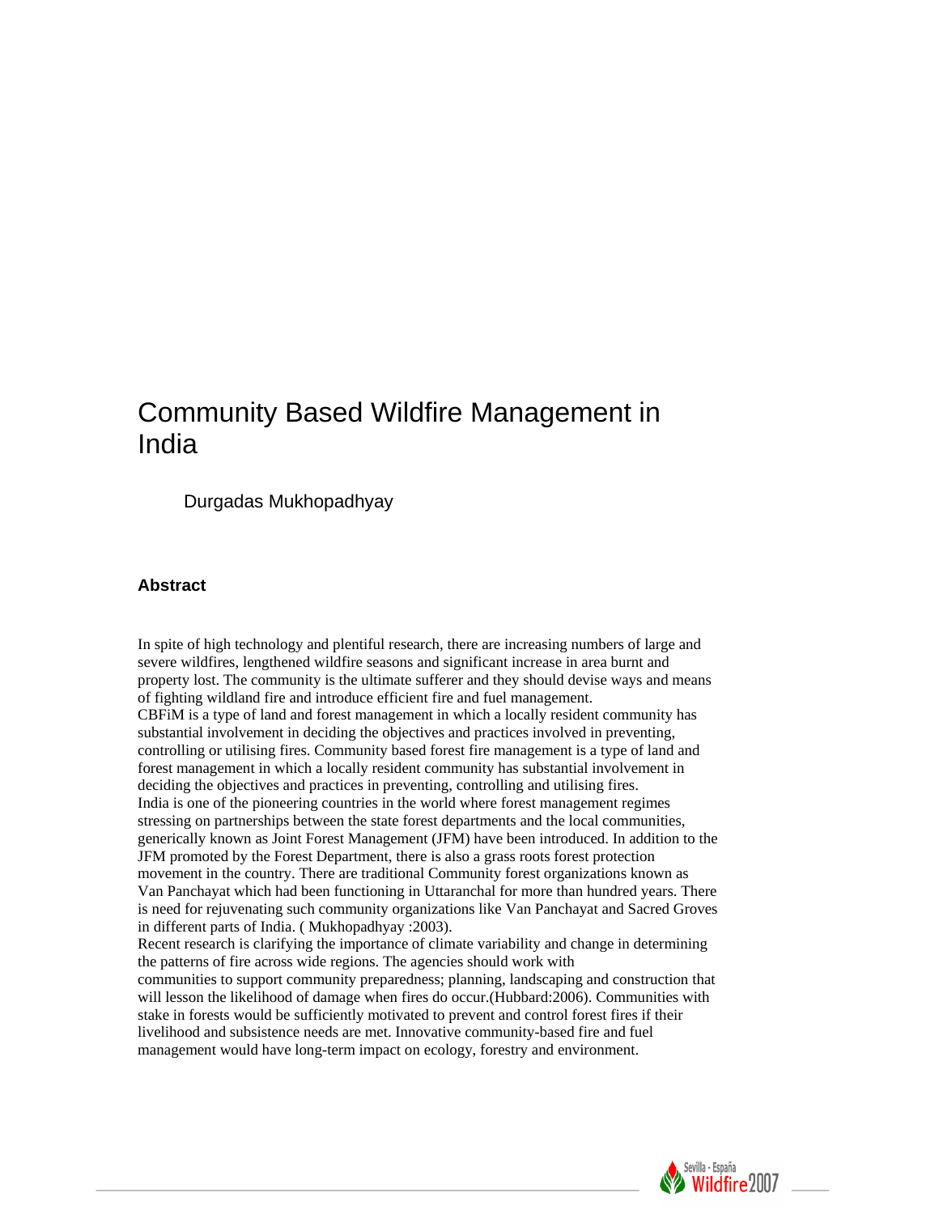# Community Based Wildfire Management in India

Durgadas Mukhopadhyay

## Abstract

In spite of high technology and plentiful research, there are increasing numbers of large and severe wildfires, lengthened wildfire seasons and significant increase in area burnt and property lost. The community is the ultimate sufferer and they should devise ways and means of fighting wildland fire and introduce efficient fire and fuel management.

CBFiM is a type of land and forest management in which a locally resident community has substantial involvement in deciding the objectives and practices involved in preventing, controlling or utilising fires. Community based forest fire management is a type of land and forest management in which a locally resident community has substantial involvement in deciding the objectives and practices in preventing, controlling and utilising fires.

India is one of the pioneering countries in the world where forest management regimes stressing on partnerships between the state forest departments and the local communities, generically known as Joint Forest Management (JFM) have been introduced. In addition to the JFM promoted by the Forest Department, there is also a grass roots forest protection movement in the country. There are traditional Community forest organizations known as Van Panchayat which had been functioning in Uttaranchal for more than hundred years. There is need for rejuvenating such community organizations like Van Panchayat and Sacred Groves in different parts of India. ( Mukhopadhyay :2003).

Recent research is clarifying the importance of climate variability and change in determining the patterns of fire across wide regions. The agencies should work with communities to support community preparedness; planning, landscaping and construction that will lesson the likelihood of damage when fires do occur.(Hubbard:2006). Communities with stake in forests would be sufficiently motivated to prevent and control forest fires if their livelihood and subsistence needs are met. Innovative community-based fire and fuel management would have long-term impact on ecology, forestry and environment.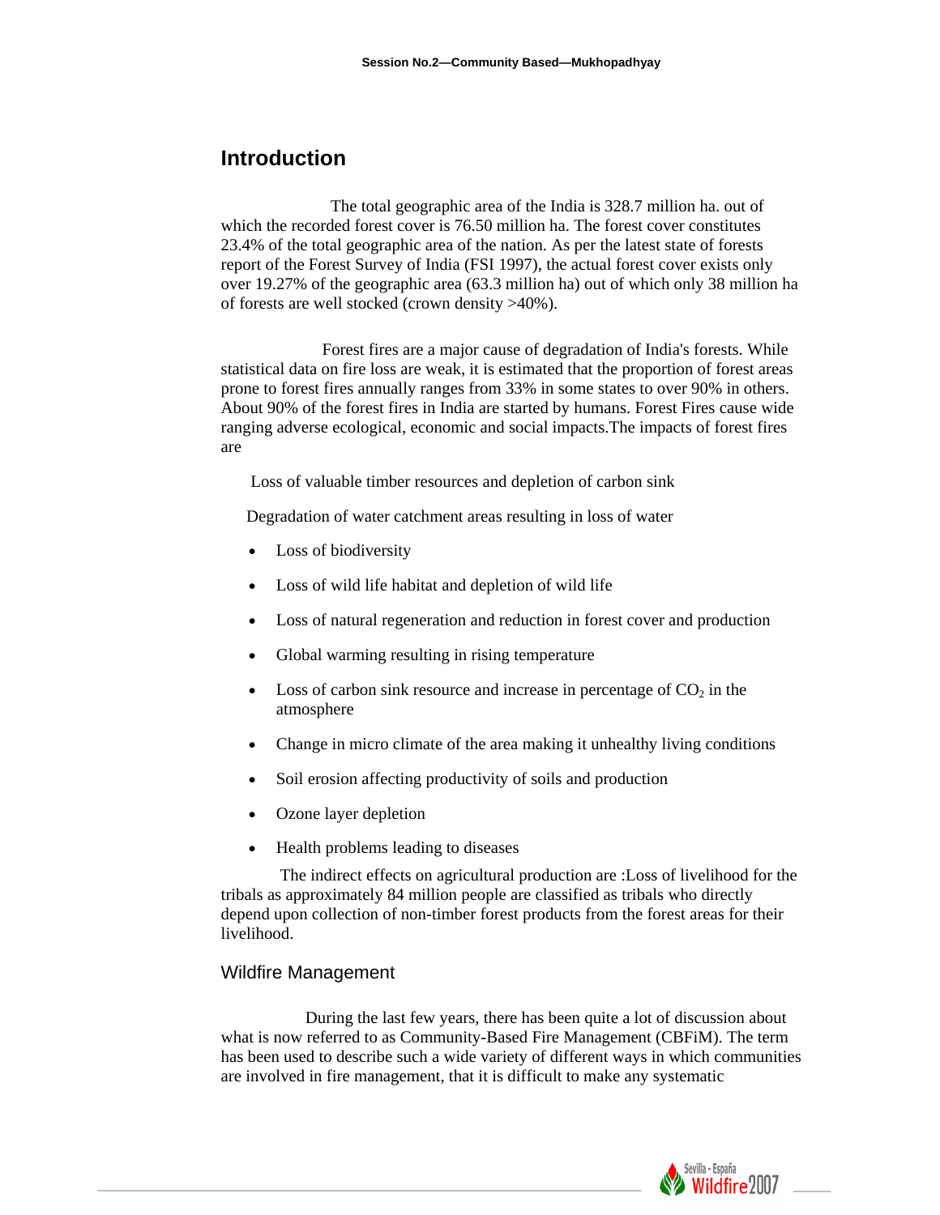## Introduction

The total geographic area of the India is 328.7 million ha. out of which the recorded forest cover is 76.50 million ha. The forest cover constitutes 23.4% of the total geographic area of the nation. As per the latest state of forests report of the Forest Survey of India (FSI 1997), the actual forest cover exists only over 19.27% of the geographic area (63.3 million ha) out of which only 38 million ha of forests are well stocked (crown density >40%).

Forest fires are a major cause of degradation of India's forests. While statistical data on fire loss are weak, it is estimated that the proportion of forest areas prone to forest fires annually ranges from 33% in some states to over 90% in others. About 90% of the forest fires in India are started by humans. Forest Fires cause wide ranging adverse ecological, economic and social impacts.The impacts of forest fires are

Loss of valuable timber resources and depletion of carbon sink

Degradation of water catchment areas resulting in loss of water

- Loss of biodiversity
- Loss of wild life habitat and depletion of wild life
- Loss of natural regeneration and reduction in forest cover and production
- Global warming resulting in rising temperature
- Loss of carbon sink resource and increase in percentage of $CO_2$ in the atmosphere
- Change in micro climate of the area making it unhealthy living conditions
- Soil erosion affecting productivity of soils and production
- Ozone layer depletion
- Health problems leading to diseases

The indirect effects on agricultural production are :Loss of livelihood for the tribals as approximately 84 million people are classified as tribals who directly depend upon collection of non-timber forest products from the forest areas for their livelihood.

### Wildfire Management

During the last few years, there has been quite a lot of discussion about what is now referred to as Community-Based Fire Management (CBFiM). The term has been used to describe such a wide variety of different ways in which communities are involved in fire management, that it is difficult to make any systematic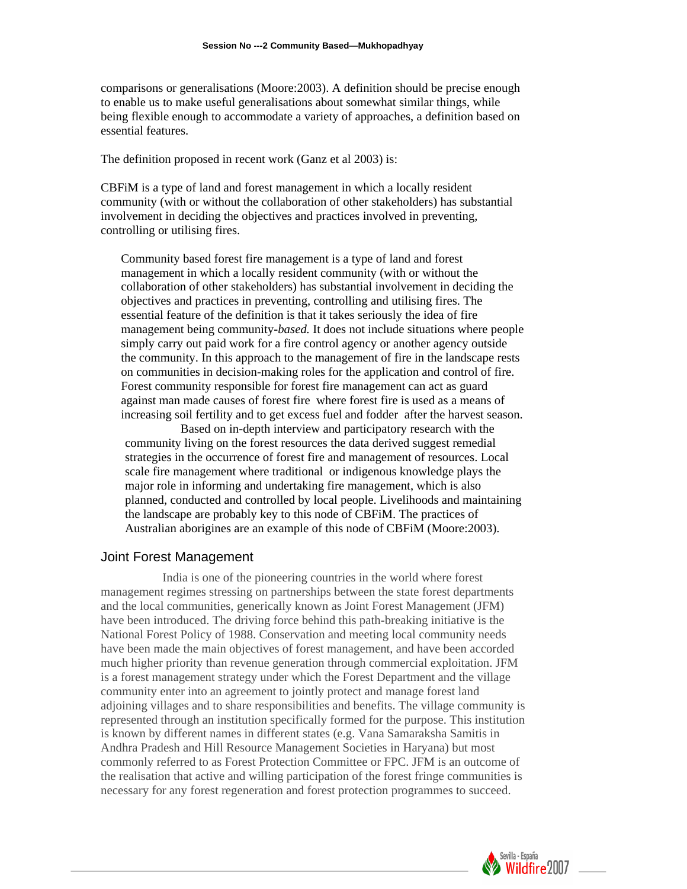comparisons or generalisations (Moore:2003). A definition should be precise enough to enable us to make useful generalisations about somewhat similar things, while being flexible enough to accommodate a variety of approaches, a definition based on essential features.

The definition proposed in recent work (Ganz et al 2003) is:

CBFiM is a type of land and forest management in which a locally resident community (with or without the collaboration of other stakeholders) has substantial involvement in deciding the objectives and practices involved in preventing, controlling or utilising fires.

> Community based forest fire management is a type of land and forest management in which a locally resident community (with or without the collaboration of other stakeholders) has substantial involvement in deciding the objectives and practices in preventing, controlling and utilising fires. The essential feature of the definition is that it takes seriously the idea of fire management being community-*based.* It does not include situations where people simply carry out paid work for a fire control agency or another agency outside the community. In this approach to the management of fire in the landscape rests on communities in decision-making roles for the application and control of fire. Forest community responsible for forest fire management can act as guard against man made causes of forest fire where forest fire is used as a means of increasing soil fertility and to get excess fuel and fodder after the harvest season.
>
> Based on in-depth interview and participatory research with the community living on the forest resources the data derived suggest remedial strategies in the occurrence of forest fire and management of resources. Local scale fire management where traditional or indigenous knowledge plays the major role in informing and undertaking fire management, which is also planned, conducted and controlled by local people. Livelihoods and maintaining the landscape are probably key to this node of CBFiM. The practices of Australian aborigines are an example of this node of CBFiM (Moore:2003).

## Joint Forest Management

India is one of the pioneering countries in the world where forest management regimes stressing on partnerships between the state forest departments and the local communities, generically known as Joint Forest Management (JFM) have been introduced. The driving force behind this path-breaking initiative is the National Forest Policy of 1988. Conservation and meeting local community needs have been made the main objectives of forest management, and have been accorded much higher priority than revenue generation through commercial exploitation. JFM is a forest management strategy under which the Forest Department and the village community enter into an agreement to jointly protect and manage forest land adjoining villages and to share responsibilities and benefits. The village community is represented through an institution specifically formed for the purpose. This institution is known by different names in different states (e.g. Vana Samaraksha Samitis in Andhra Pradesh and Hill Resource Management Societies in Haryana) but most commonly referred to as Forest Protection Committee or FPC. JFM is an outcome of the realisation that active and willing participation of the forest fringe communities is necessary for any forest regeneration and forest protection programmes to succeed.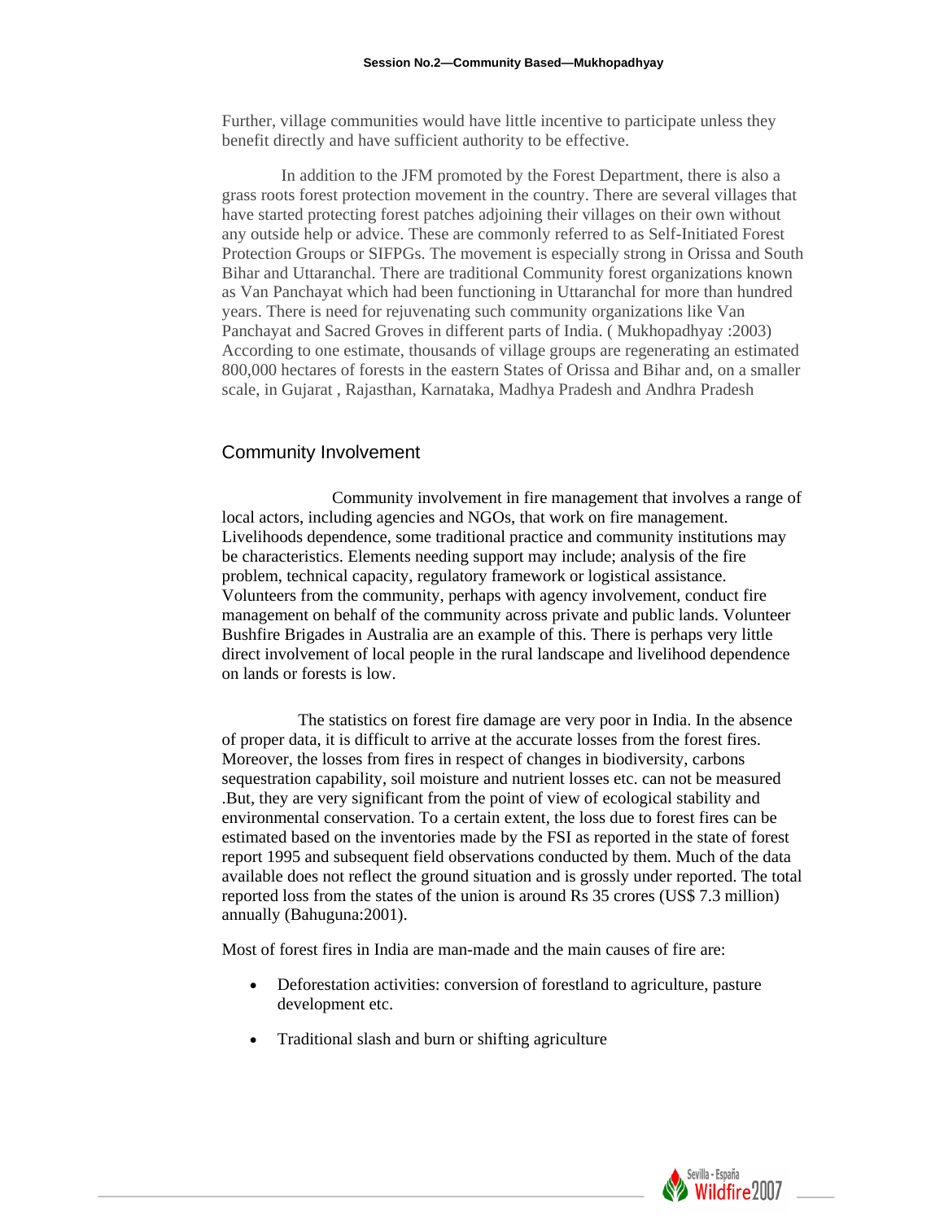Further, village communities would have little incentive to participate unless they benefit directly and have sufficient authority to be effective.

In addition to the JFM promoted by the Forest Department, there is also a grass roots forest protection movement in the country. There are several villages that have started protecting forest patches adjoining their villages on their own without any outside help or advice. These are commonly referred to as Self-Initiated Forest Protection Groups or SIFPGs. The movement is especially strong in Orissa and South Bihar and Uttaranchal. There are traditional Community forest organizations known as Van Panchayat which had been functioning in Uttaranchal for more than hundred years. There is need for rejuvenating such community organizations like Van Panchayat and Sacred Groves in different parts of India. ( Mukhopadhyay :2003) According to one estimate, thousands of village groups are regenerating an estimated 800,000 hectares of forests in the eastern States of Orissa and Bihar and, on a smaller scale, in Gujarat , Rajasthan, Karnataka, Madhya Pradesh and Andhra Pradesh

## Community Involvement

Community involvement in fire management that involves a range of local actors, including agencies and NGOs, that work on fire management. Livelihoods dependence, some traditional practice and community institutions may be characteristics. Elements needing support may include; analysis of the fire problem, technical capacity, regulatory framework or logistical assistance. Volunteers from the community, perhaps with agency involvement, conduct fire management on behalf of the community across private and public lands. Volunteer Bushfire Brigades in Australia are an example of this. There is perhaps very little direct involvement of local people in the rural landscape and livelihood dependence on lands or forests is low.

The statistics on forest fire damage are very poor in India. In the absence of proper data, it is difficult to arrive at the accurate losses from the forest fires. Moreover, the losses from fires in respect of changes in biodiversity, carbons sequestration capability, soil moisture and nutrient losses etc. can not be measured .But, they are very significant from the point of view of ecological stability and environmental conservation. To a certain extent, the loss due to forest fires can be estimated based on the inventories made by the FSI as reported in the state of forest report 1995 and subsequent field observations conducted by them. Much of the data available does not reflect the ground situation and is grossly under reported. The total reported loss from the states of the union is around Rs 35 crores (US$ 7.3 million) annually (Bahuguna:2001).

Most of forest fires in India are man-made and the main causes of fire are:

- Deforestation activities: conversion of forestland to agriculture, pasture development etc.
- Traditional slash and burn or shifting agriculture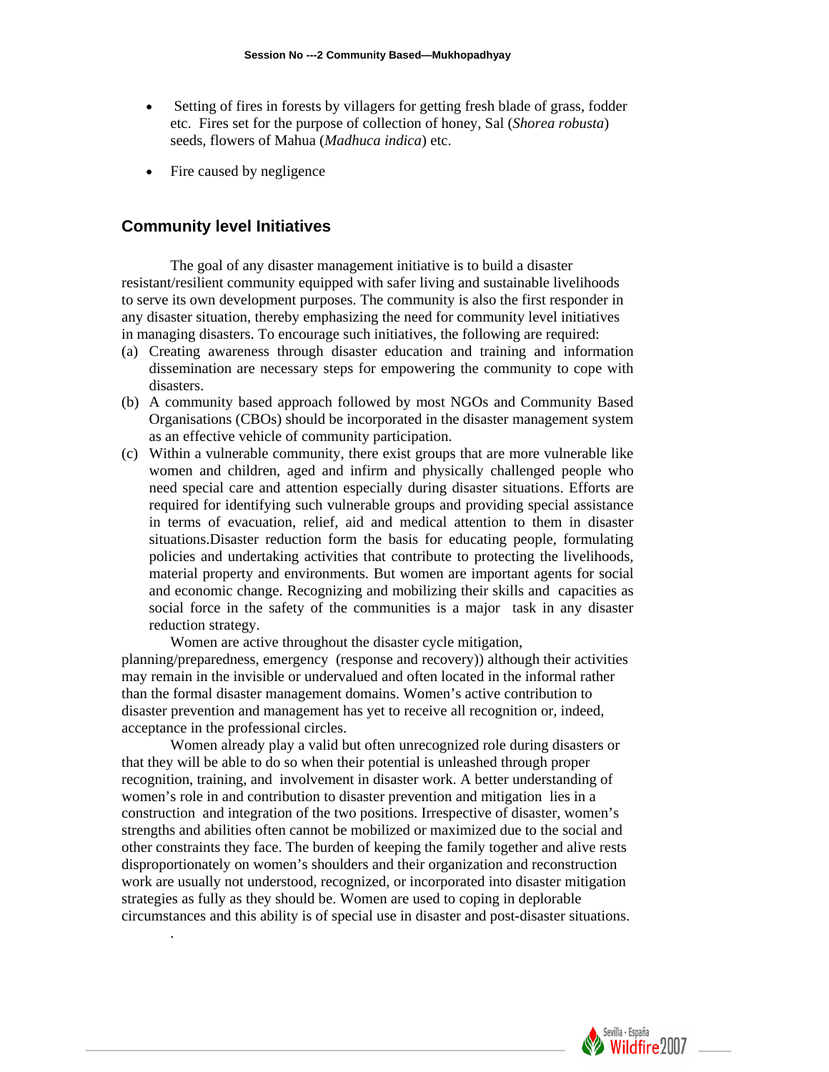- Setting of fires in forests by villagers for getting fresh blade of grass, fodder etc. Fires set for the purpose of collection of honey, Sal (*Shorea robusta*) seeds, flowers of Mahua (*Madhuca indica*) etc.
- Fire caused by negligence

## Community level Initiatives

The goal of any disaster management initiative is to build a disaster resistant/resilient community equipped with safer living and sustainable livelihoods to serve its own development purposes. The community is also the first responder in any disaster situation, thereby emphasizing the need for community level initiatives in managing disasters. To encourage such initiatives, the following are required:

(a) Creating awareness through disaster education and training and information dissemination are necessary steps for empowering the community to cope with disasters.

(b) A community based approach followed by most NGOs and Community Based Organisations (CBOs) should be incorporated in the disaster management system as an effective vehicle of community participation.

(c) Within a vulnerable community, there exist groups that are more vulnerable like women and children, aged and infirm and physically challenged people who need special care and attention especially during disaster situations. Efforts are required for identifying such vulnerable groups and providing special assistance in terms of evacuation, relief, aid and medical attention to them in disaster situations.Disaster reduction form the basis for educating people, formulating policies and undertaking activities that contribute to protecting the livelihoods, material property and environments. But women are important agents for social and economic change. Recognizing and mobilizing their skills and capacities as social force in the safety of the communities is a major task in any disaster reduction strategy.

Women are active throughout the disaster cycle mitigation, planning/preparedness, emergency (response and recovery)) although their activities may remain in the invisible or undervalued and often located in the informal rather than the formal disaster management domains. Women's active contribution to disaster prevention and management has yet to receive all recognition or, indeed, acceptance in the professional circles.

Women already play a valid but often unrecognized role during disasters or that they will be able to do so when their potential is unleashed through proper recognition, training, and involvement in disaster work. A better understanding of women's role in and contribution to disaster prevention and mitigation lies in a construction and integration of the two positions. Irrespective of disaster, women's strengths and abilities often cannot be mobilized or maximized due to the social and other constraints they face. The burden of keeping the family together and alive rests disproportionately on women's shoulders and their organization and reconstruction work are usually not understood, recognized, or incorporated into disaster mitigation strategies as fully as they should be. Women are used to coping in deplorable circumstances and this ability is of special use in disaster and post-disaster situations.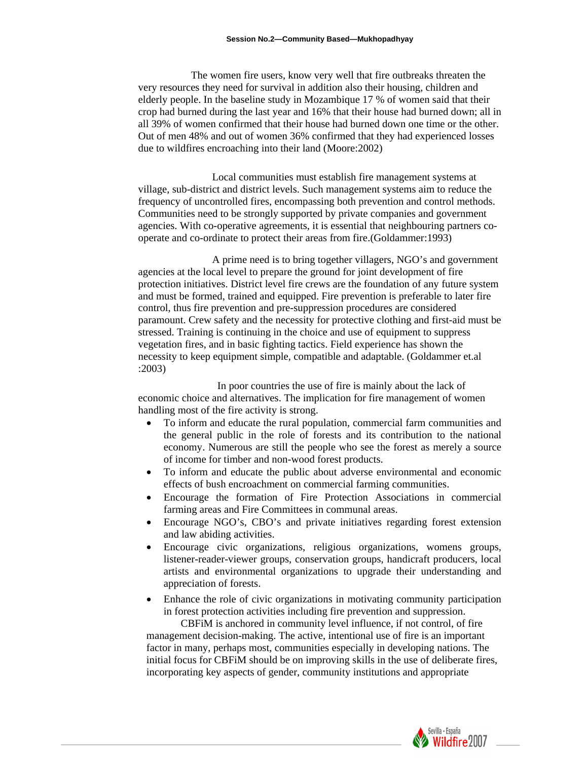The women fire users, know very well that fire outbreaks threaten the very resources they need for survival in addition also their housing, children and elderly people. In the baseline study in Mozambique 17 % of women said that their crop had burned during the last year and 16% that their house had burned down; all in all 39% of women confirmed that their house had burned down one time or the other. Out of men 48% and out of women 36% confirmed that they had experienced losses due to wildfires encroaching into their land (Moore:2002)

Local communities must establish fire management systems at village, sub-district and district levels. Such management systems aim to reduce the frequency of uncontrolled fires, encompassing both prevention and control methods. Communities need to be strongly supported by private companies and government agencies. With co-operative agreements, it is essential that neighbouring partners co-operate and co-ordinate to protect their areas from fire.(Goldammer:1993)

A prime need is to bring together villagers, NGO's and government agencies at the local level to prepare the ground for joint development of fire protection initiatives. District level fire crews are the foundation of any future system and must be formed, trained and equipped. Fire prevention is preferable to later fire control, thus fire prevention and pre-suppression procedures are considered paramount. Crew safety and the necessity for protective clothing and first-aid must be stressed. Training is continuing in the choice and use of equipment to suppress vegetation fires, and in basic fighting tactics. Field experience has shown the necessity to keep equipment simple, compatible and adaptable. (Goldammer et.al :2003)

In poor countries the use of fire is mainly about the lack of economic choice and alternatives. The implication for fire management of women handling most of the fire activity is strong.

- To inform and educate the rural population, commercial farm communities and the general public in the role of forests and its contribution to the national economy. Numerous are still the people who see the forest as merely a source of income for timber and non-wood forest products.
- To inform and educate the public about adverse environmental and economic effects of bush encroachment on commercial farming communities.
- Encourage the formation of Fire Protection Associations in commercial farming areas and Fire Committees in communal areas.
- Encourage NGO's, CBO's and private initiatives regarding forest extension and law abiding activities.
- Encourage civic organizations, religious organizations, womens groups, listener-reader-viewer groups, conservation groups, handicraft producers, local artists and environmental organizations to upgrade their understanding and appreciation of forests.
- Enhance the role of civic organizations in motivating community participation in forest protection activities including fire prevention and suppression.

CBFiM is anchored in community level influence, if not control, of fire management decision-making. The active, intentional use of fire is an important factor in many, perhaps most, communities especially in developing nations. The initial focus for CBFiM should be on improving skills in the use of deliberate fires, incorporating key aspects of gender, community institutions and appropriate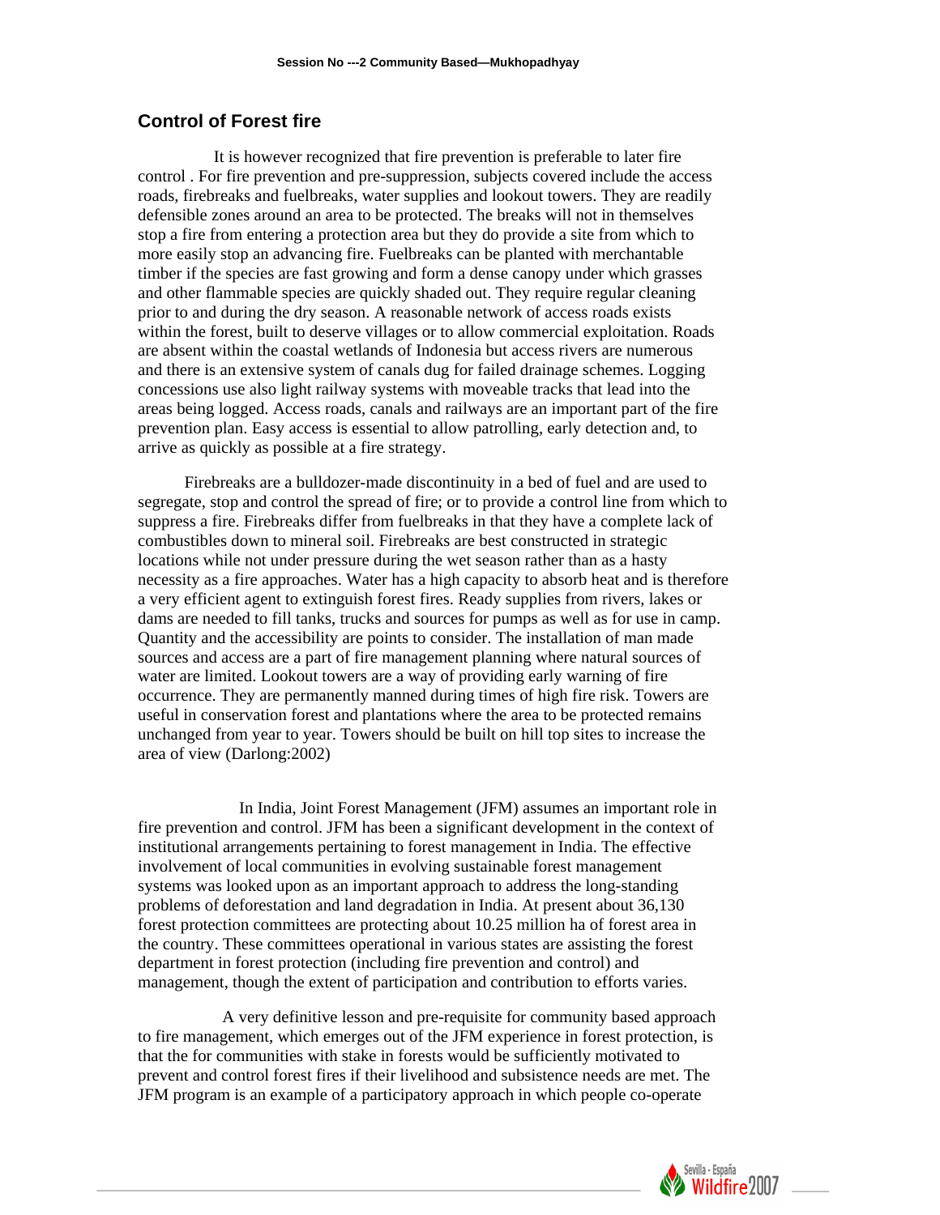## Control of Forest fire

It is however recognized that fire prevention is preferable to later fire control . For fire prevention and pre-suppression, subjects covered include the access roads, firebreaks and fuelbreaks, water supplies and lookout towers. They are readily defensible zones around an area to be protected. The breaks will not in themselves stop a fire from entering a protection area but they do provide a site from which to more easily stop an advancing fire. Fuelbreaks can be planted with merchantable timber if the species are fast growing and form a dense canopy under which grasses and other flammable species are quickly shaded out. They require regular cleaning prior to and during the dry season. A reasonable network of access roads exists within the forest, built to deserve villages or to allow commercial exploitation. Roads are absent within the coastal wetlands of Indonesia but access rivers are numerous and there is an extensive system of canals dug for failed drainage schemes. Logging concessions use also light railway systems with moveable tracks that lead into the areas being logged. Access roads, canals and railways are an important part of the fire prevention plan. Easy access is essential to allow patrolling, early detection and, to arrive as quickly as possible at a fire strategy.

Firebreaks are a bulldozer-made discontinuity in a bed of fuel and are used to segregate, stop and control the spread of fire; or to provide a control line from which to suppress a fire. Firebreaks differ from fuelbreaks in that they have a complete lack of combustibles down to mineral soil. Firebreaks are best constructed in strategic locations while not under pressure during the wet season rather than as a hasty necessity as a fire approaches. Water has a high capacity to absorb heat and is therefore a very efficient agent to extinguish forest fires. Ready supplies from rivers, lakes or dams are needed to fill tanks, trucks and sources for pumps as well as for use in camp. Quantity and the accessibility are points to consider. The installation of man made sources and access are a part of fire management planning where natural sources of water are limited. Lookout towers are a way of providing early warning of fire occurrence. They are permanently manned during times of high fire risk. Towers are useful in conservation forest and plantations where the area to be protected remains unchanged from year to year. Towers should be built on hill top sites to increase the area of view (Darlong:2002)

In India, Joint Forest Management (JFM) assumes an important role in fire prevention and control. JFM has been a significant development in the context of institutional arrangements pertaining to forest management in India. The effective involvement of local communities in evolving sustainable forest management systems was looked upon as an important approach to address the long-standing problems of deforestation and land degradation in India. At present about 36,130 forest protection committees are protecting about 10.25 million ha of forest area in the country. These committees operational in various states are assisting the forest department in forest protection (including fire prevention and control) and management, though the extent of participation and contribution to efforts varies.

A very definitive lesson and pre-requisite for community based approach to fire management, which emerges out of the JFM experience in forest protection, is that the for communities with stake in forests would be sufficiently motivated to prevent and control forest fires if their livelihood and subsistence needs are met. The JFM program is an example of a participatory approach in which people co-operate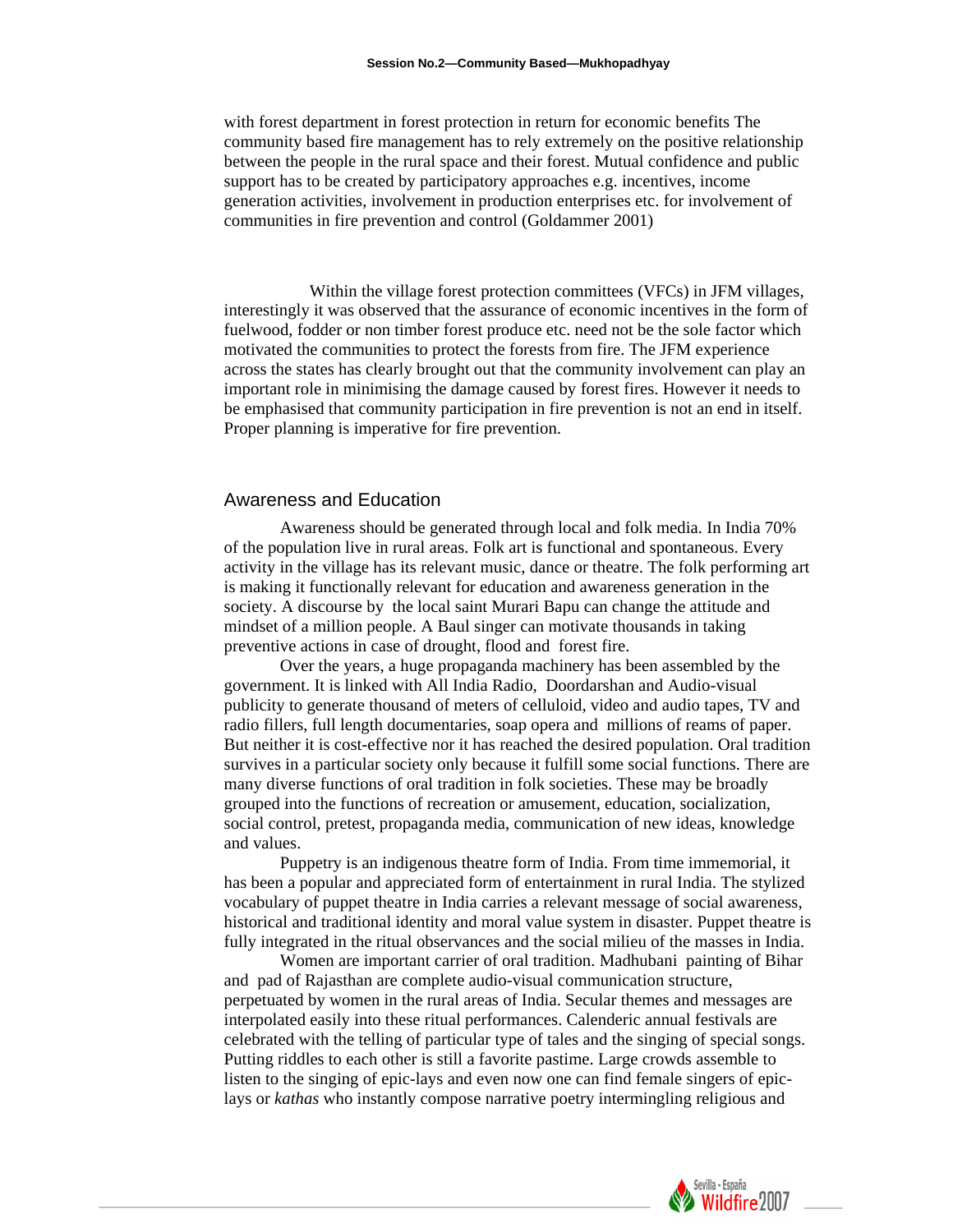with forest department in forest protection in return for economic benefits The community based fire management has to rely extremely on the positive relationship between the people in the rural space and their forest. Mutual confidence and public support has to be created by participatory approaches e.g. incentives, income generation activities, involvement in production enterprises etc. for involvement of communities in fire prevention and control (Goldammer 2001)

Within the village forest protection committees (VFCs) in JFM villages, interestingly it was observed that the assurance of economic incentives in the form of fuelwood, fodder or non timber forest produce etc. need not be the sole factor which motivated the communities to protect the forests from fire. The JFM experience across the states has clearly brought out that the community involvement can play an important role in minimising the damage caused by forest fires. However it needs to be emphasised that community participation in fire prevention is not an end in itself. Proper planning is imperative for fire prevention.

## Awareness and Education

Awareness should be generated through local and folk media. In India 70% of the population live in rural areas. Folk art is functional and spontaneous. Every activity in the village has its relevant music, dance or theatre. The folk performing art is making it functionally relevant for education and awareness generation in the society. A discourse by the local saint Murari Bapu can change the attitude and mindset of a million people. A Baul singer can motivate thousands in taking preventive actions in case of drought, flood and forest fire.

Over the years, a huge propaganda machinery has been assembled by the government. It is linked with All India Radio, Doordarshan and Audio-visual publicity to generate thousand of meters of celluloid, video and audio tapes, TV and radio fillers, full length documentaries, soap opera and millions of reams of paper. But neither it is cost-effective nor it has reached the desired population. Oral tradition survives in a particular society only because it fulfill some social functions. There are many diverse functions of oral tradition in folk societies. These may be broadly grouped into the functions of recreation or amusement, education, socialization, social control, pretest, propaganda media, communication of new ideas, knowledge and values.

Puppetry is an indigenous theatre form of India. From time immemorial, it has been a popular and appreciated form of entertainment in rural India. The stylized vocabulary of puppet theatre in India carries a relevant message of social awareness, historical and traditional identity and moral value system in disaster. Puppet theatre is fully integrated in the ritual observances and the social milieu of the masses in India.

Women are important carrier of oral tradition. Madhubani painting of Bihar and pad of Rajasthan are complete audio-visual communication structure, perpetuated by women in the rural areas of India. Secular themes and messages are interpolated easily into these ritual performances. Calenderic annual festivals are celebrated with the telling of particular type of tales and the singing of special songs. Putting riddles to each other is still a favorite pastime. Large crowds assemble to listen to the singing of epic-lays and even now one can find female singers of epic-lays or *kathas* who instantly compose narrative poetry intermingling religious and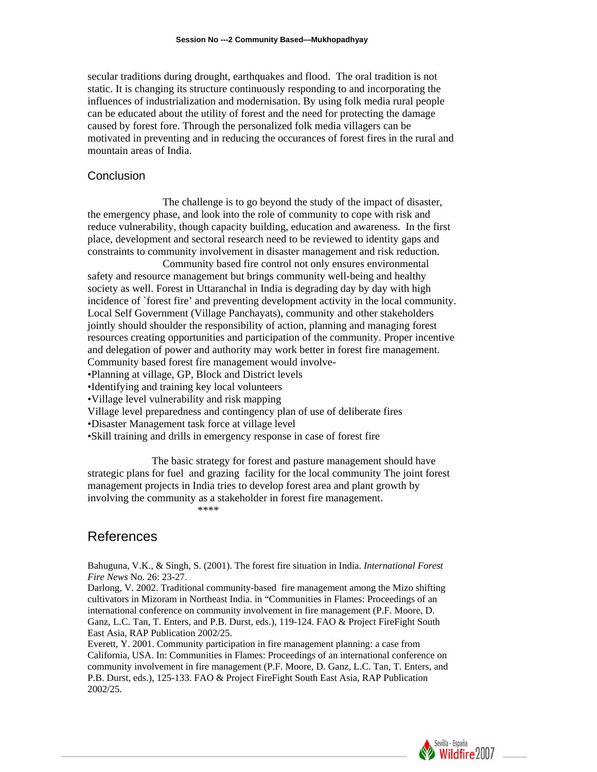secular traditions during drought, earthquakes and flood. The oral tradition is not static. It is changing its structure continuously responding to and incorporating the influences of industrialization and modernisation. By using folk media rural people can be educated about the utility of forest and the need for protecting the damage caused by forest fore. Through the personalized folk media villagers can be motivated in preventing and in reducing the occurances of forest fires in the rural and mountain areas of India.

## Conclusion

The challenge is to go beyond the study of the impact of disaster, the emergency phase, and look into the role of community to cope with risk and reduce vulnerability, though capacity building, education and awareness. In the first place, development and sectoral research need to be reviewed to identity gaps and constraints to community involvement in disaster management and risk reduction.

Community based fire control not only ensures environmental safety and resource management but brings community well-being and healthy society as well. Forest in Uttaranchal in India is degrading day by day with high incidence of `forest fire' and preventing development activity in the local community. Local Self Government (Village Panchayats), community and other stakeholders jointly should shoulder the responsibility of action, planning and managing forest resources creating opportunities and participation of the community. Proper incentive and delegation of power and authority may work better in forest fire management. Community based forest fire management would involve-

- Planning at village, GP, Block and District levels
- Identifying and training key local volunteers
- Village level vulnerability and risk mapping

Village level preparedness and contingency plan of use of deliberate fires

- Disaster Management task force at village level
- Skill training and drills in emergency response in case of forest fire

The basic strategy for forest and pasture management should have strategic plans for fuel and grazing facility for the local community The joint forest management projects in India tries to develop forest area and plant growth by involving the community as a stakeholder in forest fire management.

****

## References

Bahuguna, V.K., & Singh, S. (2001). The forest fire situation in India. *International Forest Fire News* No. 26: 23-27.

Darlong, V. 2002. Traditional community-based fire management among the Mizo shifting cultivators in Mizoram in Northeast India. in "Communities in Flames: Proceedings of an international conference on community involvement in fire management (P.F. Moore, D. Ganz, L.C. Tan, T. Enters, and P.B. Durst, eds.), 119-124. FAO & Project FireFight South East Asia, RAP Publication 2002/25.

Everett, Y. 2001. Community participation in fire management planning: a case from California, USA. In: Communities in Flames: Proceedings of an international conference on community involvement in fire management (P.F. Moore, D. Ganz, L.C. Tan, T. Enters, and P.B. Durst, eds.), 125-133. FAO & Project FireFight South East Asia, RAP Publication 2002/25.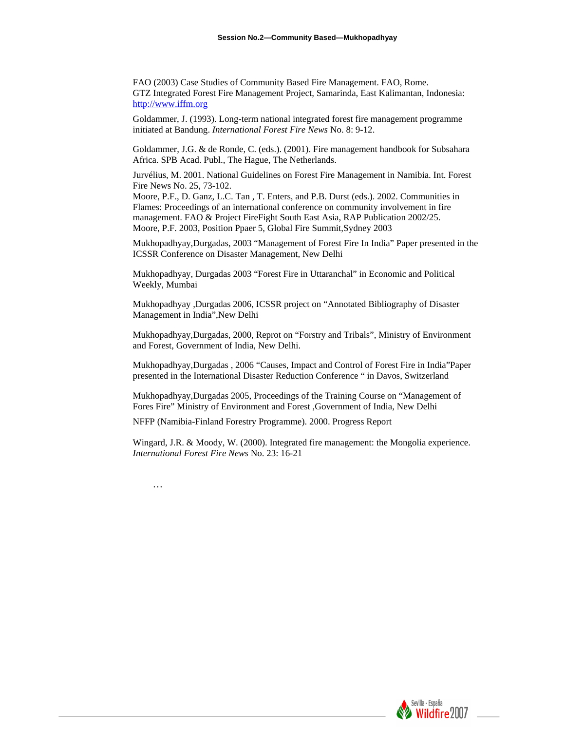FAO (2003) Case Studies of Community Based Fire Management. FAO, Rome.
GTZ Integrated Forest Fire Management Project, Samarinda, East Kalimantan, Indonesia: http://www.iffm.org

Goldammer, J. (1993). Long-term national integrated forest fire management programme initiated at Bandung. *International Forest Fire News* No. 8: 9-12.

Goldammer, J.G. & de Ronde, C. (eds.). (2001). Fire management handbook for Subsahara Africa. SPB Acad. Publ., The Hague, The Netherlands.

Jurvélius, M. 2001. National Guidelines on Forest Fire Management in Namibia. Int. Forest Fire News No. 25, 73-102.
Moore, P.F., D. Ganz, L.C. Tan , T. Enters, and P.B. Durst (eds.). 2002. Communities in Flames: Proceedings of an international conference on community involvement in fire management. FAO & Project FireFight South East Asia, RAP Publication 2002/25.
Moore, P.F. 2003, Position Ppaer 5, Global Fire Summit,Sydney 2003

Mukhopadhyay,Durgadas, 2003 "Management of Forest Fire In India" Paper presented in the ICSSR Conference on Disaster Management, New Delhi

Mukhopadhyay, Durgadas 2003 "Forest Fire in Uttaranchal" in Economic and Political Weekly, Mumbai

Mukhopadhyay ,Durgadas 2006, ICSSR project on "Annotated Bibliography of Disaster Management in India",New Delhi

Mukhopadhyay,Durgadas, 2000, Reprot on "Forstry and Tribals", Ministry of Environment and Forest, Government of India, New Delhi.

Mukhopadhyay,Durgadas , 2006 "Causes, Impact and Control of Forest Fire in India"Paper presented in the International Disaster Reduction Conference " in Davos, Switzerland

Mukhopadhyay,Durgadas 2005, Proceedings of the Training Course on "Management of Fores Fire" Ministry of Environment and Forest ,Government of India, New Delhi

NFFP (Namibia-Finland Forestry Programme). 2000. Progress Report

Wingard, J.R. & Moody, W. (2000). Integrated fire management: the Mongolia experience. *International Forest Fire News* No. 23: 16-21

…